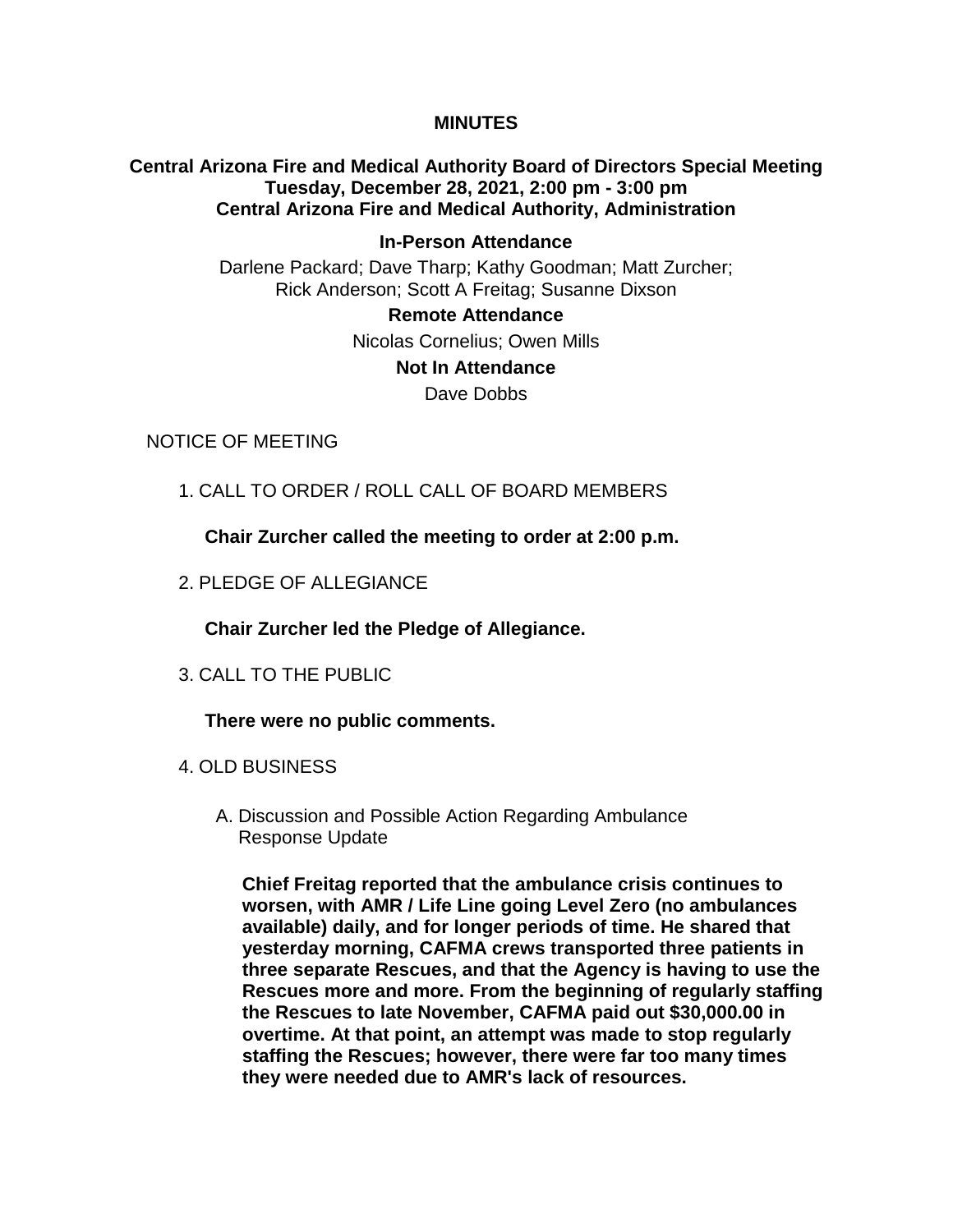**MINUTES**

**Central Arizona Fire and Medical Authority Board of Directors Special Meeting**
**Tuesday, December 28, 2021, 2:00 pm - 3:00 pm**
**Central Arizona Fire and Medical Authority, Administration**

**In-Person Attendance**

Darlene Packard; Dave Tharp; Kathy Goodman; Matt Zurcher; Rick Anderson; Scott A Freitag; Susanne Dixson

**Remote Attendance**

Nicolas Cornelius; Owen Mills

**Not In Attendance**

Dave Dobbs

NOTICE OF MEETING

1. CALL TO ORDER / ROLL CALL OF BOARD MEMBERS

   **Chair Zurcher called the meeting to order at 2:00 p.m.**

2. PLEDGE OF ALLEGIANCE

   **Chair Zurcher led the Pledge of Allegiance.**

3. CALL TO THE PUBLIC

   **There were no public comments.**

4. OLD BUSINESS

   A. Discussion and Possible Action Regarding Ambulance Response Update

   **Chief Freitag reported that the ambulance crisis continues to worsen, with AMR / Life Line going Level Zero (no ambulances available) daily, and for longer periods of time. He shared that yesterday morning, CAFMA crews transported three patients in three separate Rescues, and that the Agency is having to use the Rescues more and more. From the beginning of regularly staffing the Rescues to late November, CAFMA paid out $30,000.00 in overtime. At that point, an attempt was made to stop regularly staffing the Rescues; however, there were far too many times they were needed due to AMR's lack of resources.**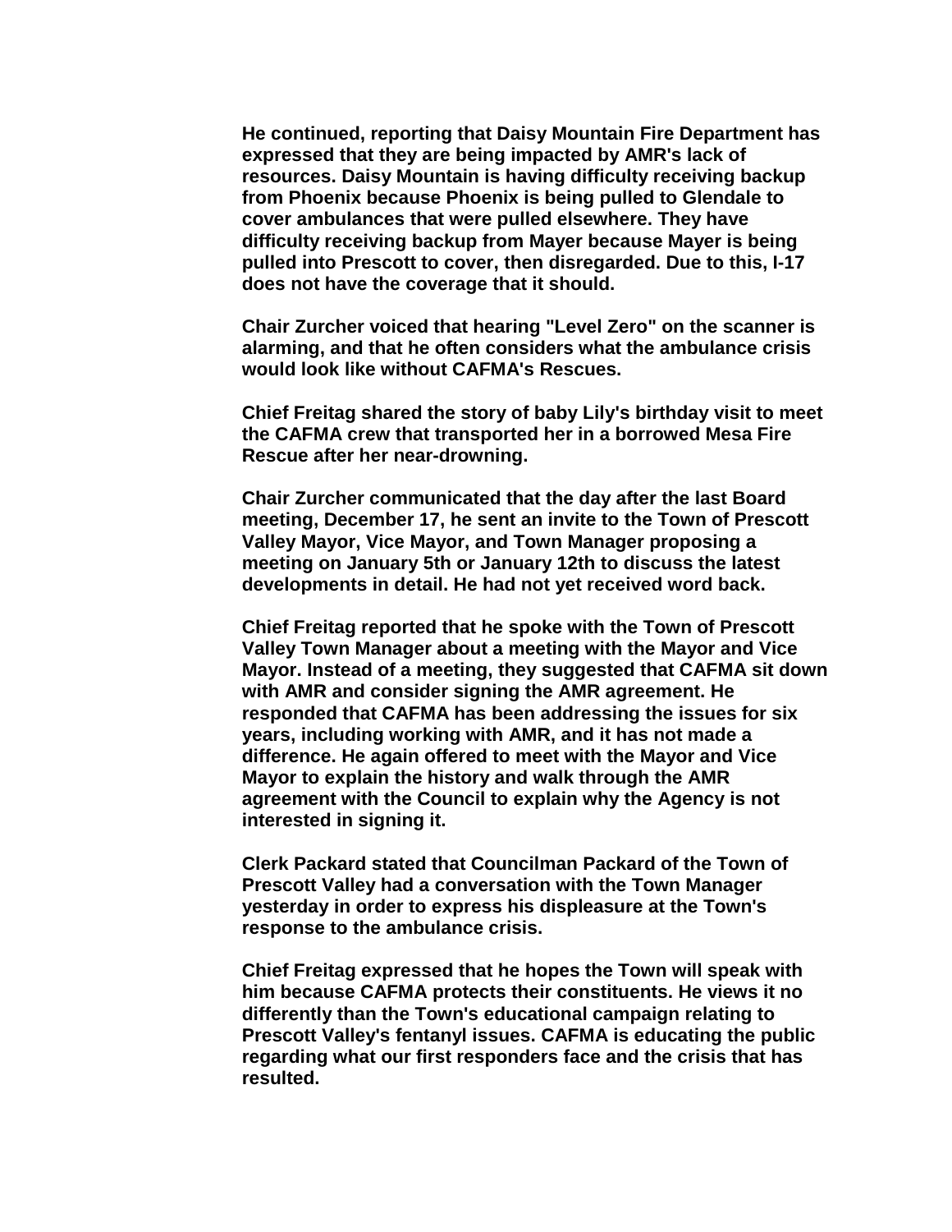**He continued, reporting that Daisy Mountain Fire Department has expressed that they are being impacted by AMR's lack of resources. Daisy Mountain is having difficulty receiving backup from Phoenix because Phoenix is being pulled to Glendale to cover ambulances that were pulled elsewhere. They have difficulty receiving backup from Mayer because Mayer is being pulled into Prescott to cover, then disregarded. Due to this, I-17 does not have the coverage that it should.**

**Chair Zurcher voiced that hearing "Level Zero" on the scanner is alarming, and that he often considers what the ambulance crisis would look like without CAFMA's Rescues.**

**Chief Freitag shared the story of baby Lily's birthday visit to meet the CAFMA crew that transported her in a borrowed Mesa Fire Rescue after her near-drowning.**

**Chair Zurcher communicated that the day after the last Board meeting, December 17, he sent an invite to the Town of Prescott Valley Mayor, Vice Mayor, and Town Manager proposing a meeting on January 5th or January 12th to discuss the latest developments in detail. He had not yet received word back.**

**Chief Freitag reported that he spoke with the Town of Prescott Valley Town Manager about a meeting with the Mayor and Vice Mayor. Instead of a meeting, they suggested that CAFMA sit down with AMR and consider signing the AMR agreement. He responded that CAFMA has been addressing the issues for six years, including working with AMR, and it has not made a difference. He again offered to meet with the Mayor and Vice Mayor to explain the history and walk through the AMR agreement with the Council to explain why the Agency is not interested in signing it.**

**Clerk Packard stated that Councilman Packard of the Town of Prescott Valley had a conversation with the Town Manager yesterday in order to express his displeasure at the Town's response to the ambulance crisis.**

**Chief Freitag expressed that he hopes the Town will speak with him because CAFMA protects their constituents. He views it no differently than the Town's educational campaign relating to Prescott Valley's fentanyl issues. CAFMA is educating the public regarding what our first responders face and the crisis that has resulted.**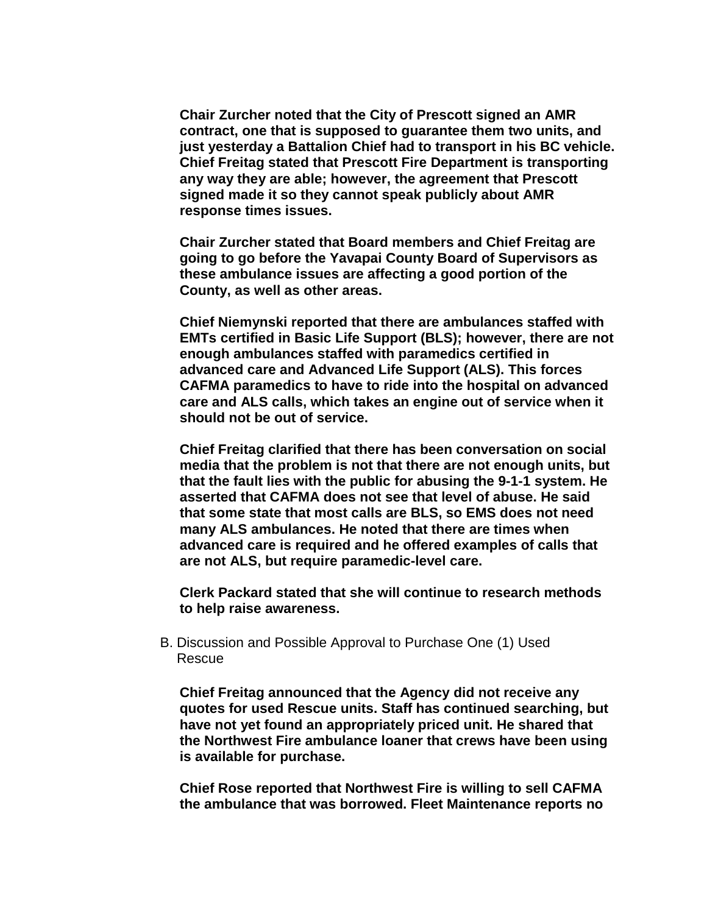**Chair Zurcher noted that the City of Prescott signed an AMR contract, one that is supposed to guarantee them two units, and just yesterday a Battalion Chief had to transport in his BC vehicle. Chief Freitag stated that Prescott Fire Department is transporting any way they are able; however, the agreement that Prescott signed made it so they cannot speak publicly about AMR response times issues.**

**Chair Zurcher stated that Board members and Chief Freitag are going to go before the Yavapai County Board of Supervisors as these ambulance issues are affecting a good portion of the County, as well as other areas.**

**Chief Niemynski reported that there are ambulances staffed with EMTs certified in Basic Life Support (BLS); however, there are not enough ambulances staffed with paramedics certified in advanced care and Advanced Life Support (ALS). This forces CAFMA paramedics to have to ride into the hospital on advanced care and ALS calls, which takes an engine out of service when it should not be out of service.**

**Chief Freitag clarified that there has been conversation on social media that the problem is not that there are not enough units, but that the fault lies with the public for abusing the 9-1-1 system. He asserted that CAFMA does not see that level of abuse. He said that some state that most calls are BLS, so EMS does not need many ALS ambulances. He noted that there are times when advanced care is required and he offered examples of calls that are not ALS, but require paramedic-level care.**

**Clerk Packard stated that she will continue to research methods to help raise awareness.**

B. Discussion and Possible Approval to Purchase One (1) Used Rescue

**Chief Freitag announced that the Agency did not receive any quotes for used Rescue units. Staff has continued searching, but have not yet found an appropriately priced unit. He shared that the Northwest Fire ambulance loaner that crews have been using is available for purchase.**

**Chief Rose reported that Northwest Fire is willing to sell CAFMA the ambulance that was borrowed. Fleet Maintenance reports no**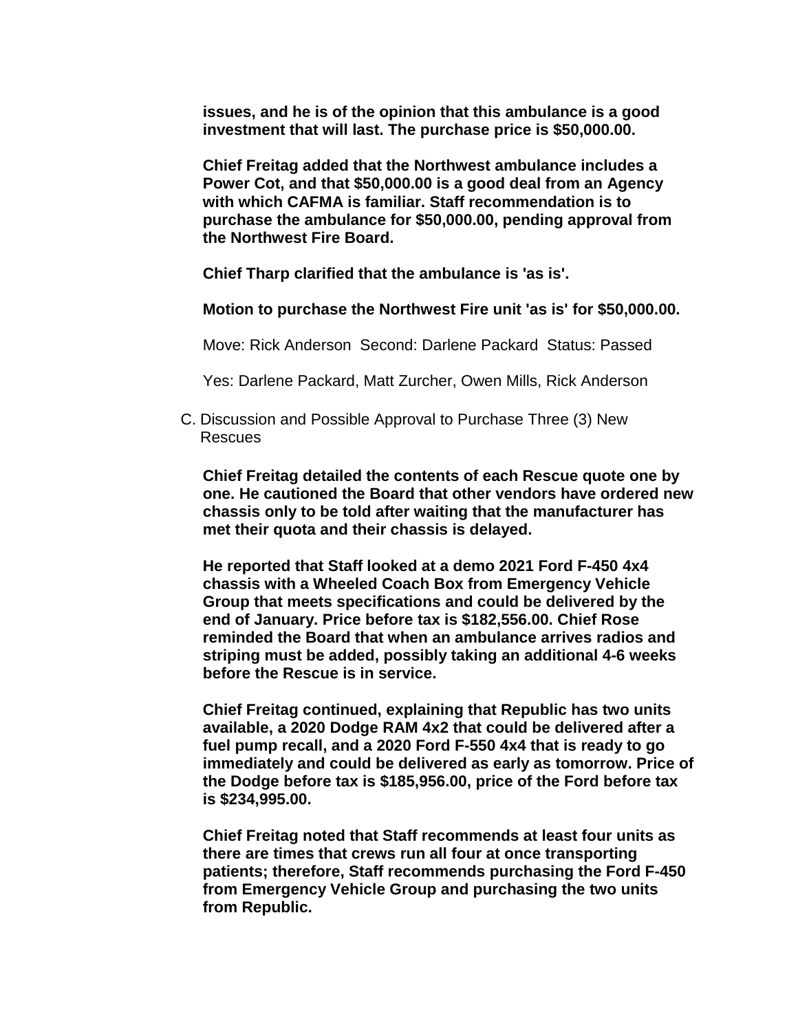**issues, and he is of the opinion that this ambulance is a good investment that will last. The purchase price is $50,000.00.**

**Chief Freitag added that the Northwest ambulance includes a Power Cot, and that $50,000.00 is a good deal from an Agency with which CAFMA is familiar. Staff recommendation is to purchase the ambulance for $50,000.00, pending approval from the Northwest Fire Board.**

**Chief Tharp clarified that the ambulance is 'as is'.**

**Motion to purchase the Northwest Fire unit 'as is' for $50,000.00.**

Move: Rick Anderson  Second: Darlene Packard  Status: Passed

Yes: Darlene Packard, Matt Zurcher, Owen Mills, Rick Anderson

C. Discussion and Possible Approval to Purchase Three (3) New Rescues

**Chief Freitag detailed the contents of each Rescue quote one by one. He cautioned the Board that other vendors have ordered new chassis only to be told after waiting that the manufacturer has met their quota and their chassis is delayed.**

**He reported that Staff looked at a demo 2021 Ford F-450 4x4 chassis with a Wheeled Coach Box from Emergency Vehicle Group that meets specifications and could be delivered by the end of January. Price before tax is $182,556.00. Chief Rose reminded the Board that when an ambulance arrives radios and striping must be added, possibly taking an additional 4-6 weeks before the Rescue is in service.**

**Chief Freitag continued, explaining that Republic has two units available, a 2020 Dodge RAM 4x2 that could be delivered after a fuel pump recall, and a 2020 Ford F-550 4x4 that is ready to go immediately and could be delivered as early as tomorrow. Price of the Dodge before tax is $185,956.00, price of the Ford before tax is $234,995.00.**

**Chief Freitag noted that Staff recommends at least four units as there are times that crews run all four at once transporting patients; therefore, Staff recommends purchasing the Ford F-450 from Emergency Vehicle Group and purchasing the two units from Republic.**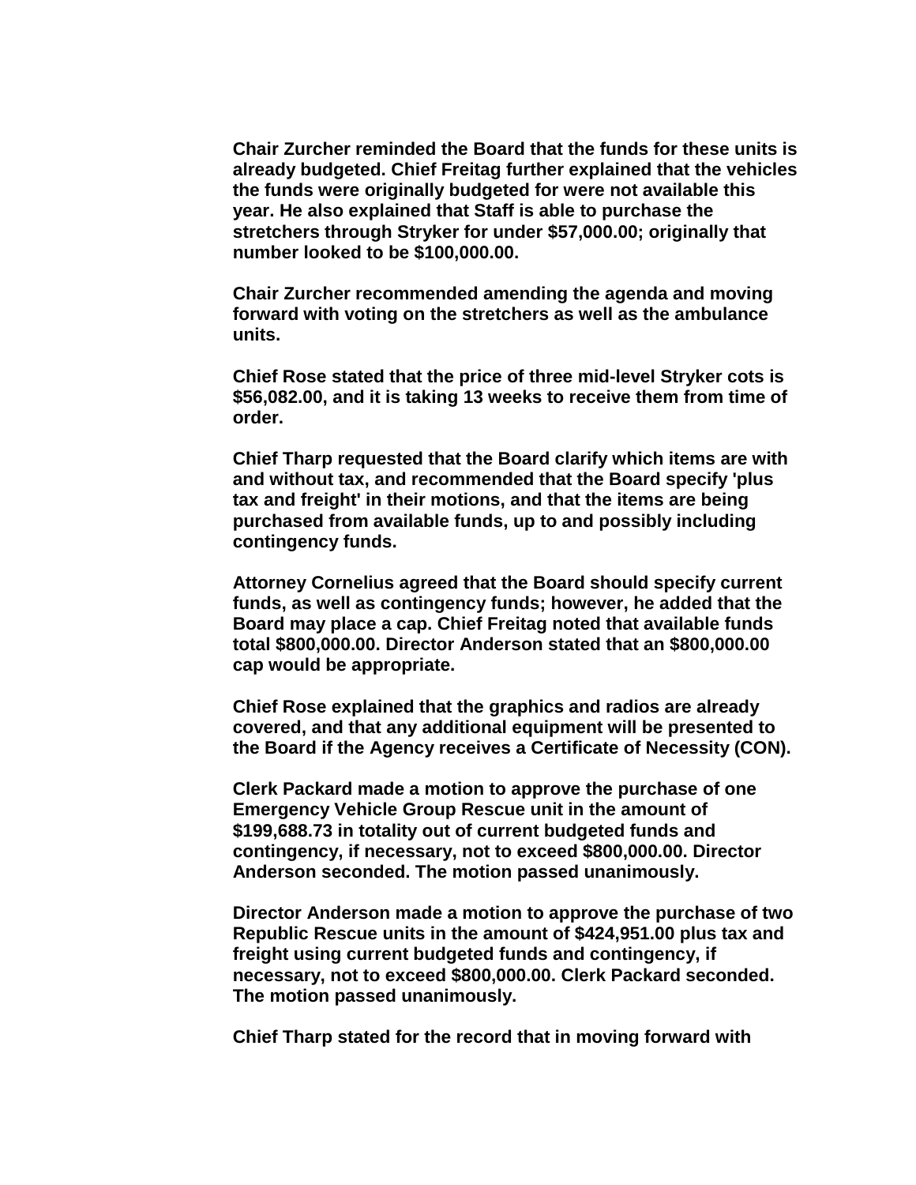**Chair Zurcher reminded the Board that the funds for these units is already budgeted. Chief Freitag further explained that the vehicles the funds were originally budgeted for were not available this year. He also explained that Staff is able to purchase the stretchers through Stryker for under $57,000.00; originally that number looked to be $100,000.00.**

**Chair Zurcher recommended amending the agenda and moving forward with voting on the stretchers as well as the ambulance units.**

**Chief Rose stated that the price of three mid-level Stryker cots is $56,082.00, and it is taking 13 weeks to receive them from time of order.**

**Chief Tharp requested that the Board clarify which items are with and without tax, and recommended that the Board specify 'plus tax and freight' in their motions, and that the items are being purchased from available funds, up to and possibly including contingency funds.**

**Attorney Cornelius agreed that the Board should specify current funds, as well as contingency funds; however, he added that the Board may place a cap. Chief Freitag noted that available funds total $800,000.00. Director Anderson stated that an $800,000.00 cap would be appropriate.**

**Chief Rose explained that the graphics and radios are already covered, and that any additional equipment will be presented to the Board if the Agency receives a Certificate of Necessity (CON).**

**Clerk Packard made a motion to approve the purchase of one Emergency Vehicle Group Rescue unit in the amount of $199,688.73 in totality out of current budgeted funds and contingency, if necessary, not to exceed $800,000.00. Director Anderson seconded. The motion passed unanimously.**

**Director Anderson made a motion to approve the purchase of two Republic Rescue units in the amount of $424,951.00 plus tax and freight using current budgeted funds and contingency, if necessary, not to exceed $800,000.00. Clerk Packard seconded. The motion passed unanimously.**

**Chief Tharp stated for the record that in moving forward with**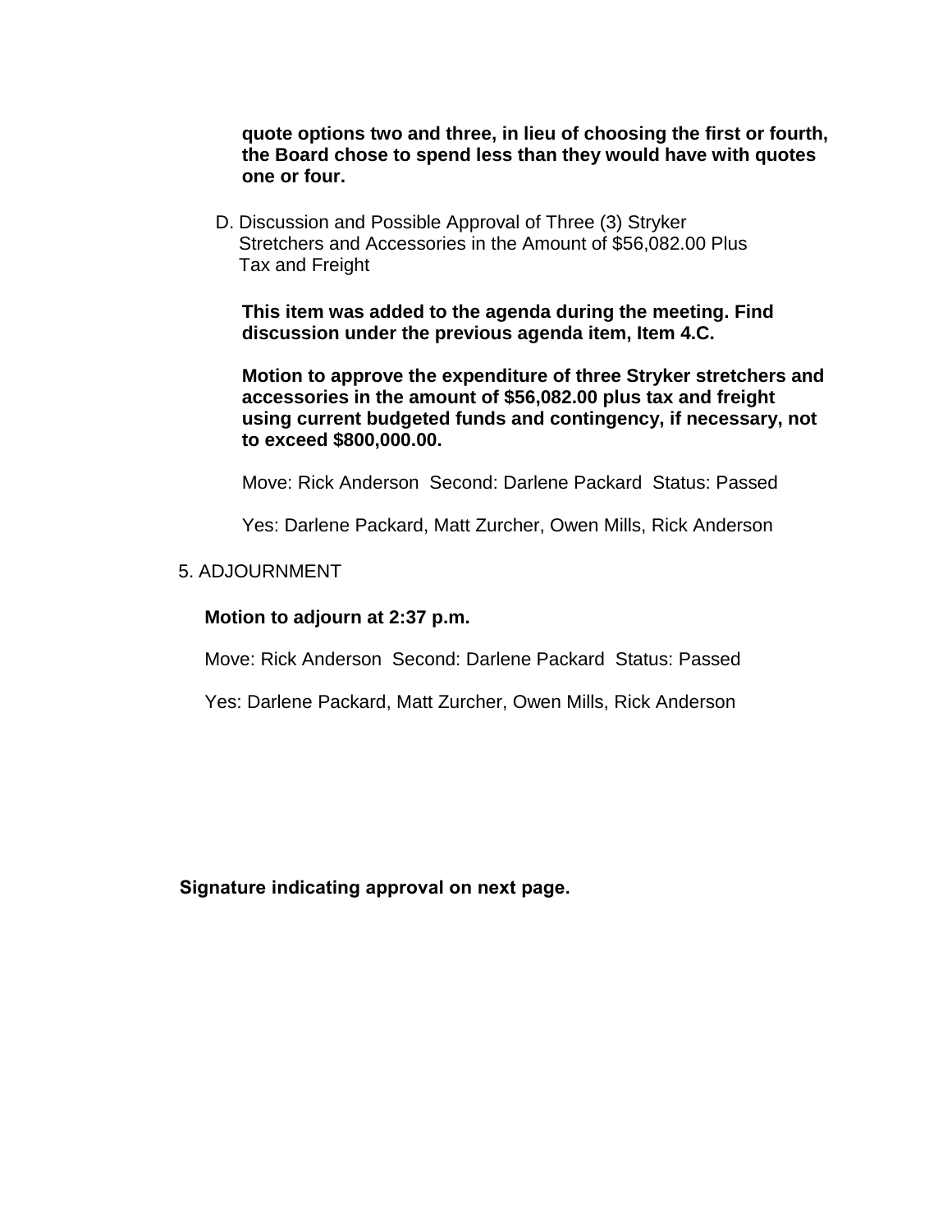**quote options two and three, in lieu of choosing the first or fourth, the Board chose to spend less than they would have with quotes one or four.**

D. Discussion and Possible Approval of Three (3) Stryker Stretchers and Accessories in the Amount of $56,082.00 Plus Tax and Freight

**This item was added to the agenda during the meeting. Find discussion under the previous agenda item, Item 4.C.**

**Motion to approve the expenditure of three Stryker stretchers and accessories in the amount of $56,082.00 plus tax and freight using current budgeted funds and contingency, if necessary, not to exceed $800,000.00.**

Move: Rick Anderson Second: Darlene Packard Status: Passed

Yes: Darlene Packard, Matt Zurcher, Owen Mills, Rick Anderson

5. ADJOURNMENT

**Motion to adjourn at 2:37 p.m.**

Move: Rick Anderson Second: Darlene Packard Status: Passed

Yes: Darlene Packard, Matt Zurcher, Owen Mills, Rick Anderson

**Signature indicating approval on next page.**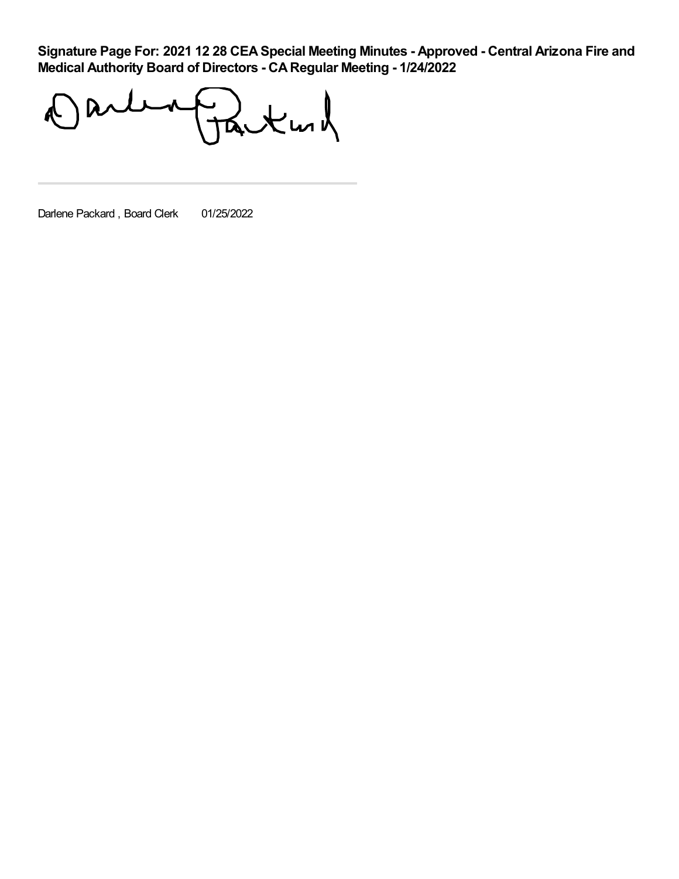**Signature Page For: 2021 12 28 CEA Special Meeting Minutes - Approved - Central Arizona Fire and Medical Authority Board of Directors - CA Regular Meeting - 1/24/2022**

Darlene Packard , Board Clerk 01/25/2022